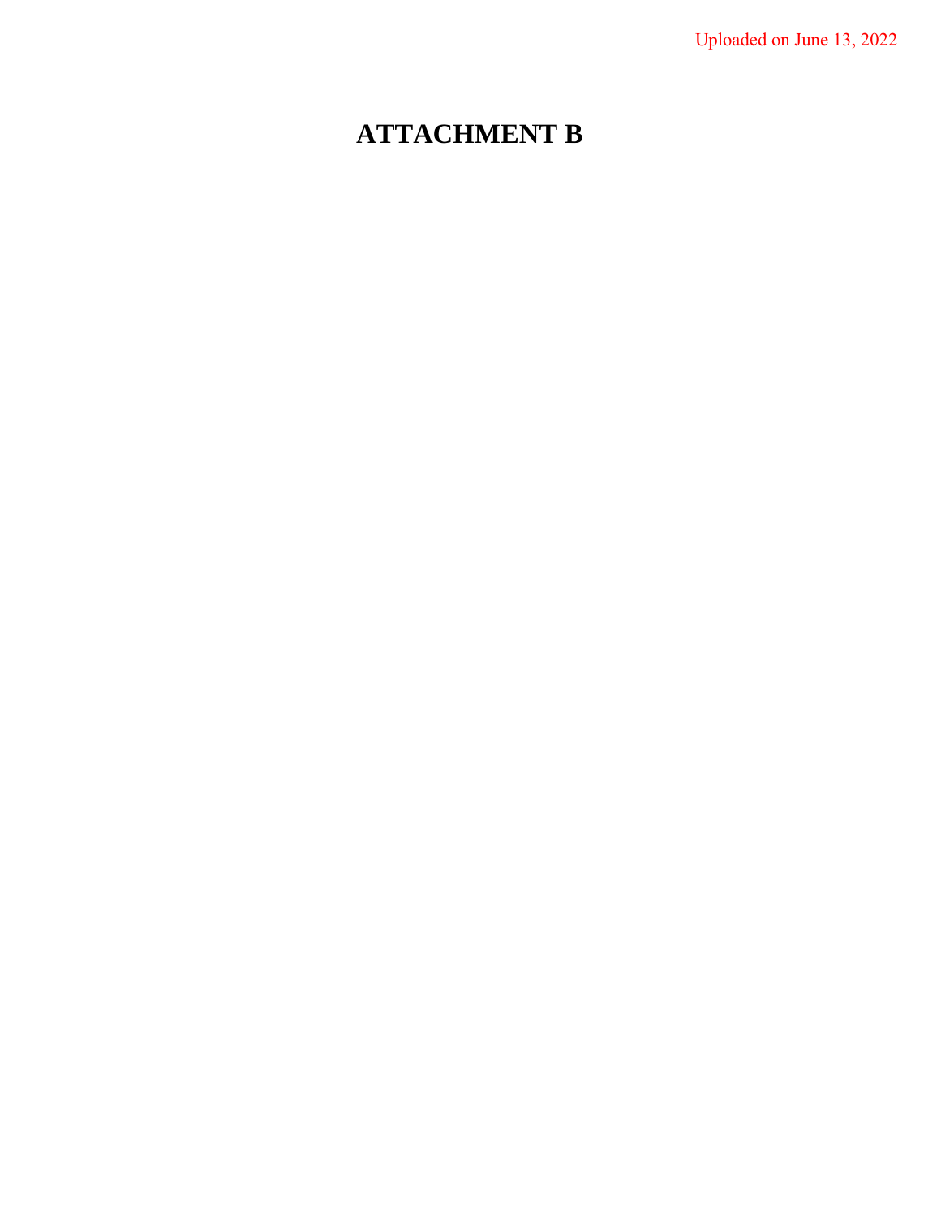Uploaded on June 13, 2022

# ATTACHMENT B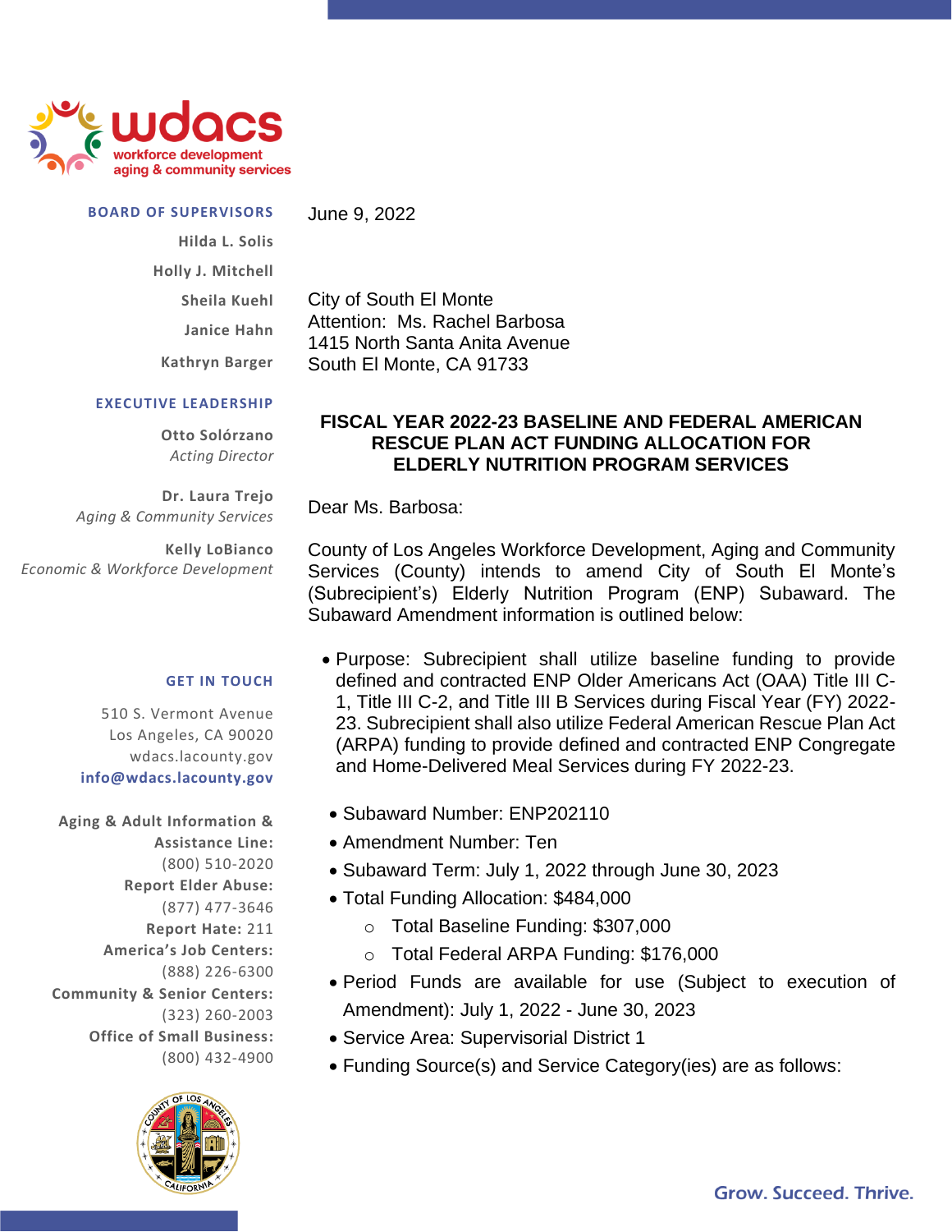**BOARD OF SUPERVISORS**

Hilda L. Solis
Holly J. Mitchell
Sheila Kuehl
Janice Hahn
Kathryn Barger

**EXECUTIVE LEADERSHIP**

**Otto Solórzano**
*Acting Director*

**Dr. Laura Trejo**
*Aging & Community Services*

**Kelly LoBianco**
*Economic & Workforce Development*

**GET IN TOUCH**

510 S. Vermont Avenue
Los Angeles, CA 90020
wdacs.lacounty.gov
**info@wdacs.lacounty.gov**

**Aging & Adult Information & Assistance Line:** (800) 510-2020
**Report Elder Abuse:** (877) 477-3646
**Report Hate:** 211
**America's Job Centers:** (888) 226-6300
**Community & Senior Centers:** (323) 260-2003
**Office of Small Business:** (800) 432-4900

June 9, 2022

City of South El Monte
Attention: Ms. Rachel Barbosa
1415 North Santa Anita Avenue
South El Monte, CA 91733

**FISCAL YEAR 2022-23 BASELINE AND FEDERAL AMERICAN RESCUE PLAN ACT FUNDING ALLOCATION FOR ELDERLY NUTRITION PROGRAM SERVICES**

Dear Ms. Barbosa:

County of Los Angeles Workforce Development, Aging and Community Services (County) intends to amend City of South El Monte's (Subrecipient's) Elderly Nutrition Program (ENP) Subaward. The Subaward Amendment information is outlined below:

- Purpose: Subrecipient shall utilize baseline funding to provide defined and contracted ENP Older Americans Act (OAA) Title III C-1, Title III C-2, and Title III B Services during Fiscal Year (FY) 2022-23. Subrecipient shall also utilize Federal American Rescue Plan Act (ARPA) funding to provide defined and contracted ENP Congregate and Home-Delivered Meal Services during FY 2022-23.
- Subaward Number: ENP202110
- Amendment Number: Ten
- Subaward Term: July 1, 2022 through June 30, 2023
- Total Funding Allocation: $484,000
  - Total Baseline Funding: $307,000
  - Total Federal ARPA Funding: $176,000
- Period Funds are available for use (Subject to execution of Amendment): July 1, 2022 - June 30, 2023
- Service Area: Supervisorial District 1
- Funding Source(s) and Service Category(ies) are as follows:

Grow. Succeed. Thrive.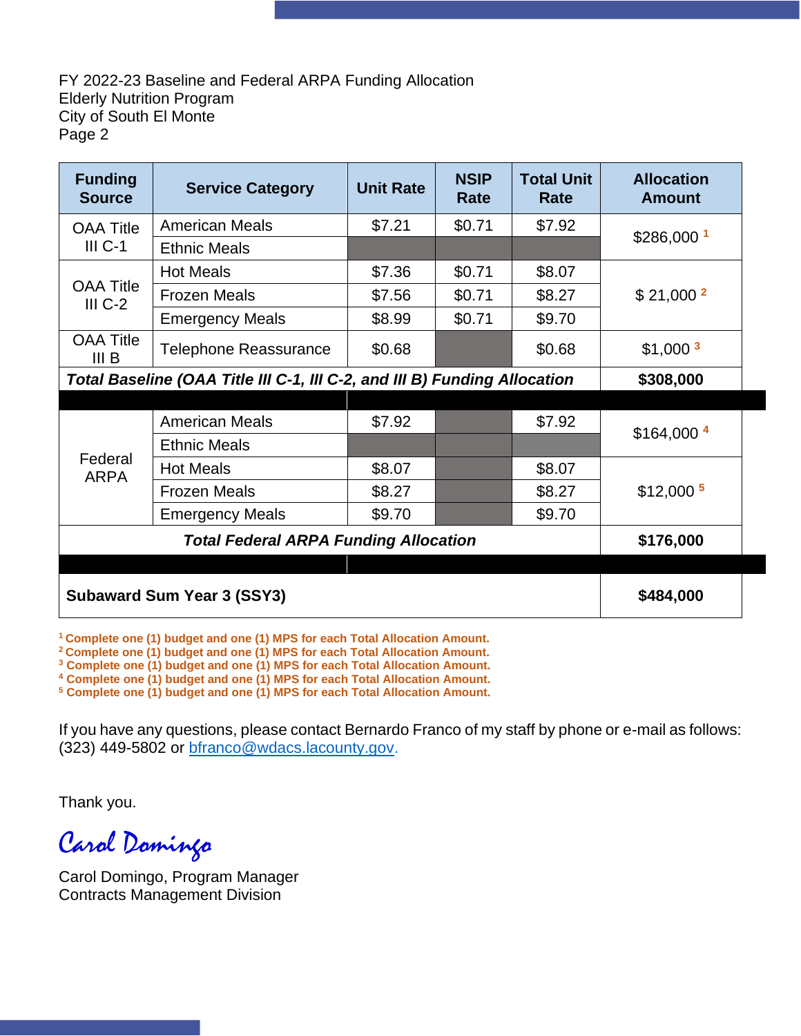FY 2022-23 Baseline and Federal ARPA Funding Allocation
Elderly Nutrition Program
City of South El Monte
Page 2

| Funding Source | Service Category | Unit Rate | NSIP Rate | Total Unit Rate | Allocation Amount |
|---|---|---|---|---|---|
| OAA Title III C-1 | American Meals | $7.21 | $0.71 | $7.92 | $286,000 [1] |
| | Ethnic Meals | | | | |
| OAA Title III C-2 | Hot Meals | $7.36 | $0.71 | $8.07 | $ 21,000 [2] |
| | Frozen Meals | $7.56 | $0.71 | $8.27 | |
| | Emergency Meals | $8.99 | $0.71 | $9.70 | |
| OAA Title III B | Telephone Reassurance | $0.68 | | $0.68 | $1,000 [3] |
| ***Total Baseline (OAA Title III C-1, III C-2, and III B) Funding Allocation*** | | | | | **$308,000** |
| Federal ARPA | American Meals | $7.92 | | $7.92 | $164,000 [4] |
| | Ethnic Meals | | | | |
| | Hot Meals | $8.07 | | $8.07 | $12,000 [5] |
| | Frozen Meals | $8.27 | | $8.27 | |
| | Emergency Meals | $9.70 | | $9.70 | |
| ***Total Federal ARPA Funding Allocation*** | | | | | **$176,000** |
| **Subaward Sum Year 3 (SSY3)** | | | | | **$484,000** |

[1] Complete one (1) budget and one (1) MPS for each Total Allocation Amount.
[2] Complete one (1) budget and one (1) MPS for each Total Allocation Amount.
[3] Complete one (1) budget and one (1) MPS for each Total Allocation Amount.
[4] Complete one (1) budget and one (1) MPS for each Total Allocation Amount.
[5] Complete one (1) budget and one (1) MPS for each Total Allocation Amount.

If you have any questions, please contact Bernardo Franco of my staff by phone or e-mail as follows: (323) 449-5802 or bfranco@wdacs.lacounty.gov.

Thank you.

*Carol Domingo*

Carol Domingo, Program Manager
Contracts Management Division